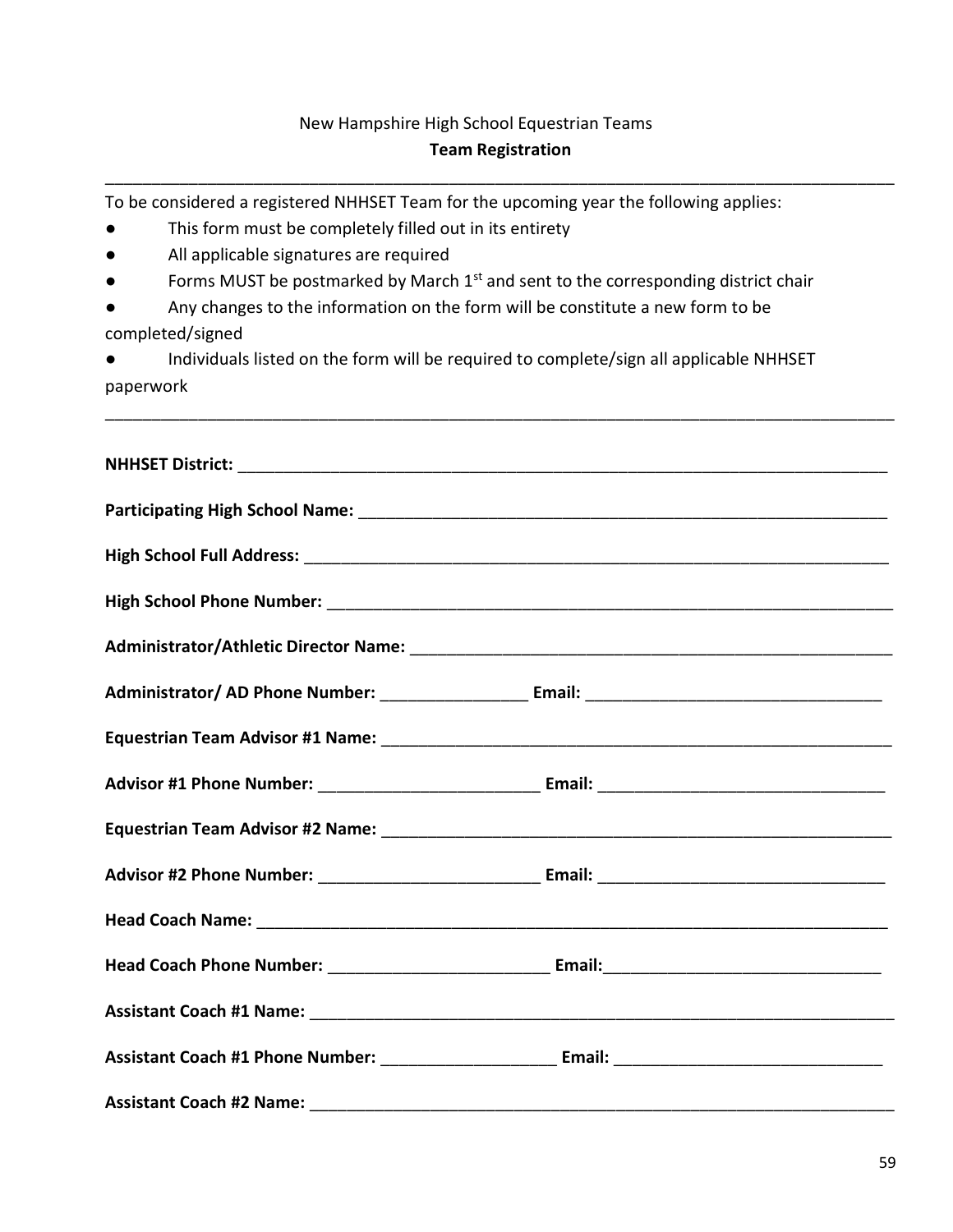New Hampshire High School Equestrian Teams

**Team Registration**

---

To be considered a registered NHHSET Team for the upcoming year the following applies:

- This form must be completely filled out in its entirety
- All applicable signatures are required
- Forms MUST be postmarked by March 1st and sent to the corresponding district chair
- Any changes to the information on the form will be constitute a new form to be completed/signed
- Individuals listed on the form will be required to complete/sign all applicable NHHSET paperwork

---

**NHHSET District:** ___________________________________________________________________________

**Participating High School Name:** ____________________________________________________________

**High School Full Address:** __________________________________________________________________

**High School Phone Number:** _________________________________________________________________

**Administrator/Athletic Director Name:** ______________________________________________________

**Administrator/ AD Phone Number:** ________________ **Email:** ________________________________

**Equestrian Team Advisor #1 Name:** ___________________________________________________________

**Advisor #1 Phone Number:** ________________________ **Email:** _______________________________

**Equestrian Team Advisor #2 Name:** ___________________________________________________________

**Advisor #2 Phone Number:** ________________________ **Email:** _______________________________

**Head Coach Name:** ______________________________________________________________________

**Head Coach Phone Number:** ________________________ **Email:**_______________________________

**Assistant Coach #1 Name:** _________________________________________________________________

**Assistant Coach #1 Phone Number:** ___________________ **Email:** _____________________________

**Assistant Coach #2 Name:** _________________________________________________________________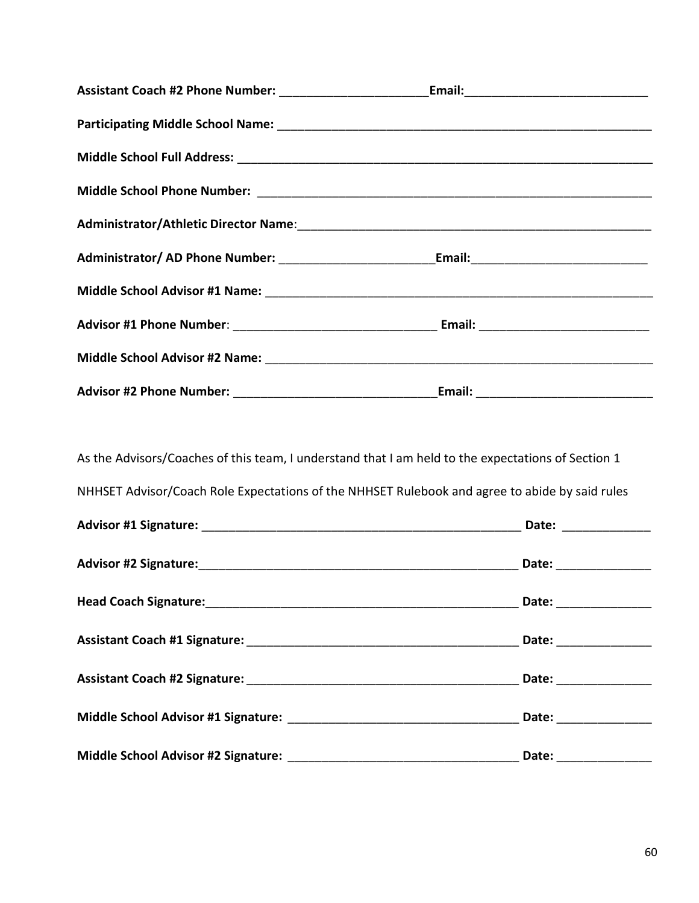**Assistant Coach #2 Phone Number:** ______________________**Email:**___________________________

**Participating Middle School Name:** ___________________________________________________________

**Middle School Full Address:** ________________________________________________________________

**Middle School Phone Number:** ______________________________________________________________

**Administrator/Athletic Director Name**:_______________________________________________________

**Administrator/ AD Phone Number:** _______________________**Email:**__________________________

**Middle School Advisor #1 Name:** ____________________________________________________________

**Advisor #1 Phone Number**: ______________________________ **Email:** _________________________

**Middle School Advisor #2 Name:** ____________________________________________________________

**Advisor #2 Phone Number:** ______________________________**Email:** __________________________

As the Advisors/Coaches of this team, I understand that I am held to the expectations of Section 1 NHHSET Advisor/Coach Role Expectations of the NHHSET Rulebook and agree to abide by said rules

**Advisor #1 Signature:** _________________________________________________ **Date:** _____________

**Advisor #2 Signature:**_________________________________________________ **Date:** ______________

**Head Coach Signature:**_______________________________________________ **Date:** ______________

**Assistant Coach #1 Signature:** _________________________________________ **Date:** ______________

**Assistant Coach #2 Signature:** _________________________________________ **Date:** ______________

**Middle School Advisor #1 Signature:** __________________________________ **Date:** ______________

**Middle School Advisor #2 Signature:** __________________________________ **Date:** ______________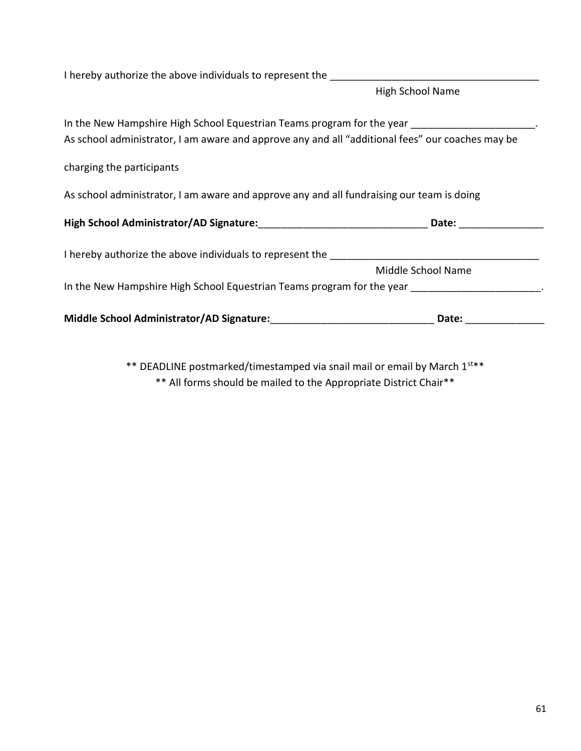I hereby authorize the above individuals to represent the ______________________________________

High School Name

In the New Hampshire High School Equestrian Teams program for the year ______________________.
As school administrator, I am aware and approve any and all "additional fees" our coaches may be

charging the participants

As school administrator, I am aware and approve any and all fundraising our team is doing

**High School Administrator/AD Signature:**______________________________ **Date:** _______________

I hereby authorize the above individuals to represent the ______________________________________

Middle School Name

In the New Hampshire High School Equestrian Teams program for the year _______________________.

**Middle School Administrator/AD Signature:**_____________________________ **Date:** ______________

** DEADLINE postmarked/timestamped via snail mail or email by March 1st**

** All forms should be mailed to the Appropriate District Chair**